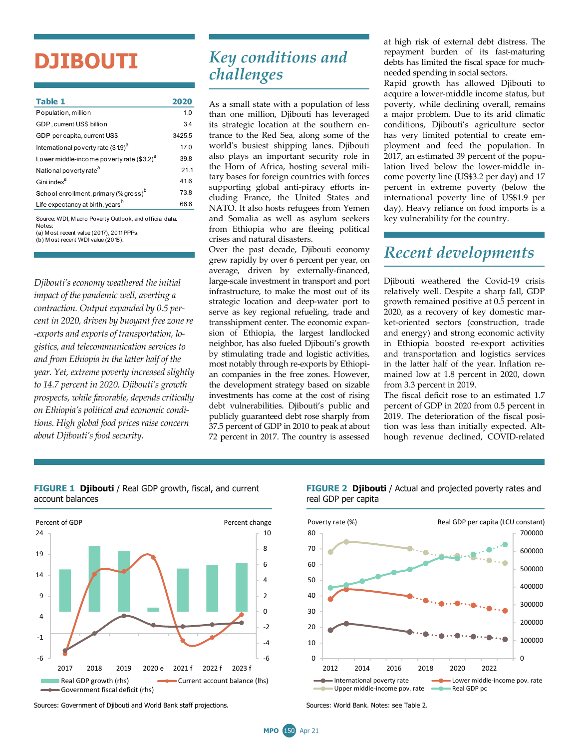# DJIBOUTI

| Table 1 | 2020 |
|---|---|
| Population, million | 1.0 |
| GDP, current US$ billion | 3.4 |
| GDP per capita, current US$ | 3425.5 |
| International poverty rate ($1.9)[a] | 17.0 |
| Lower middle-income poverty rate ($3.2)[a] | 39.8 |
| National poverty rate[a] | 21.1 |
| Gini index[a] | 41.6 |
| School enrollment, primary (% gross)[b] | 73.8 |
| Life expectancy at birth, years[b] | 66.6 |

Source: WDI, Macro Poverty Outlook, and official data.
Notes:
(a) Most recent value (2017), 2011 PPPs.
(b) Most recent WDI value (2018).

*Djibouti's economy weathered the initial impact of the pandemic well, averting a contraction. Output expanded by 0.5 percent in 2020, driven by buoyant free zone re-exports and exports of transportation, logistics, and telecommunication services to and from Ethiopia in the latter half of the year. Yet, extreme poverty increased slightly to 14.7 percent in 2020. Djibouti's growth prospects, while favorable, depends critically on Ethiopia's political and economic conditions. High global food prices raise concern about Djibouti's food security.*

## Key conditions and challenges

As a small state with a population of less than one million, Djibouti has leveraged its strategic location at the southern entrance to the Red Sea, along some of the world's busiest shipping lanes. Djibouti also plays an important security role in the Horn of Africa, hosting several military bases for foreign countries with forces supporting global anti-piracy efforts including France, the United States and NATO. It also hosts refugees from Yemen and Somalia as well as asylum seekers from Ethiopia who are fleeing political crises and natural disasters.

Over the past decade, Djibouti economy grew rapidly by over 6 percent per year, on average, driven by externally-financed, large-scale investment in transport and port infrastructure, to make the most out of its strategic location and deep-water port to serve as key regional refueling, trade and transshipment center. The economic expansion of Ethiopia, the largest landlocked neighbor, has also fueled Djibouti's growth by stimulating trade and logistic activities, most notably through re-exports by Ethiopian companies in the free zones. However, the development strategy based on sizable investments has come at the cost of rising debt vulnerabilities. Djibouti's public and publicly guaranteed debt rose sharply from 37.5 percent of GDP in 2010 to peak at about 72 percent in 2017. The country is assessed at high risk of external debt distress. The repayment burden of its fast-maturing debts has limited the fiscal space for much-needed spending in social sectors.

Rapid growth has allowed Djibouti to acquire a lower-middle income status, but poverty, while declining overall, remains a major problem. Due to its arid climatic conditions, Djibouti's agriculture sector has very limited potential to create employment and feed the population. In 2017, an estimated 39 percent of the population lived below the lower-middle income poverty line (US$3.2 per day) and 17 percent in extreme poverty (below the international poverty line of US$1.9 per day). Heavy reliance on food imports is a key vulnerability for the country.

## Recent developments

Djibouti weathered the Covid-19 crisis relatively well. Despite a sharp fall, GDP growth remained positive at 0.5 percent in 2020, as a recovery of key domestic market-oriented sectors (construction, trade and energy) and strong economic activity in Ethiopia boosted re-export activities and transportation and logistics services in the latter half of the year. Inflation remained low at 1.8 percent in 2020, down from 3.3 percent in 2019.

The fiscal deficit rose to an estimated 1.7 percent of GDP in 2020 from 0.5 percent in 2019. The deterioration of the fiscal position was less than initially expected. Although revenue declined, COVID-related

**FIGURE 1 Djibouti** / Real GDP growth, fiscal, and current account balances

Sources: Government of Djibouti and World Bank staff projections.

**FIGURE 2 Djibouti** / Actual and projected poverty rates and real GDP per capita

Sources: World Bank. Notes: see Table 2.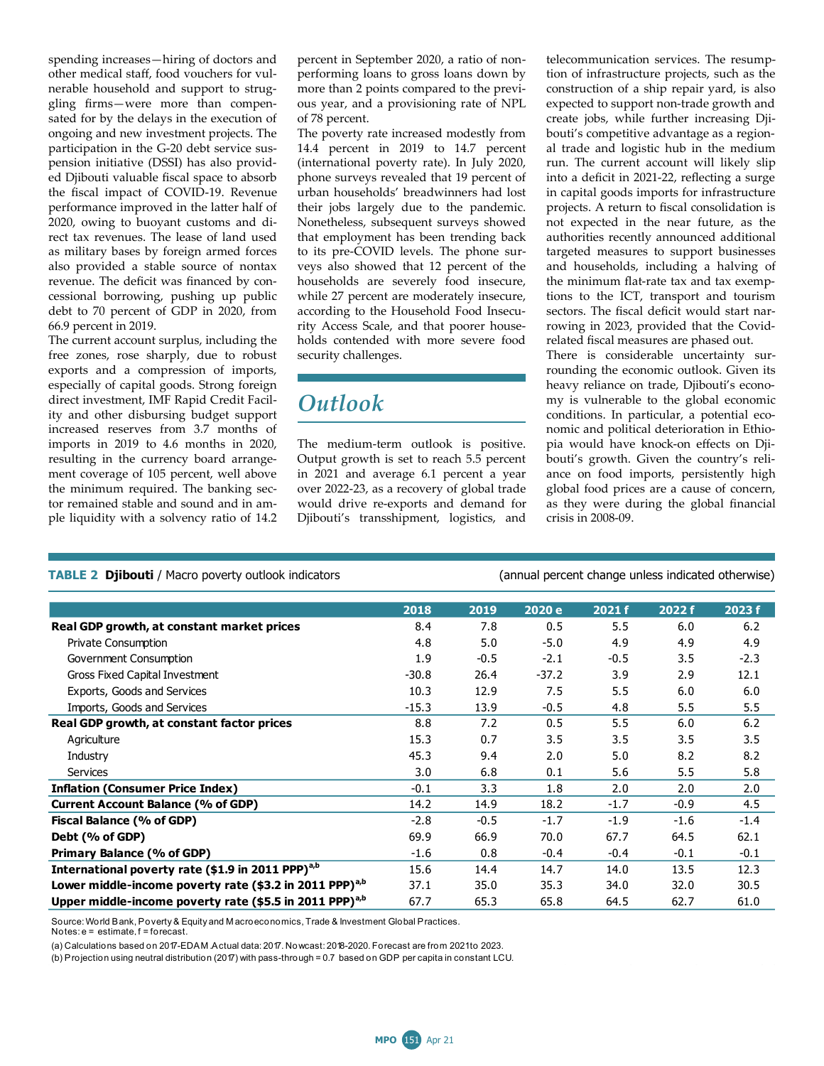spending increases—hiring of doctors and other medical staff, food vouchers for vulnerable household and support to struggling firms—were more than compensated for by the delays in the execution of ongoing and new investment projects. The participation in the G-20 debt service suspension initiative (DSSI) has also provided Djibouti valuable fiscal space to absorb the fiscal impact of COVID-19. Revenue performance improved in the latter half of 2020, owing to buoyant customs and direct tax revenues. The lease of land used as military bases by foreign armed forces also provided a stable source of nontax revenue. The deficit was financed by concessional borrowing, pushing up public debt to 70 percent of GDP in 2020, from 66.9 percent in 2019.

The current account surplus, including the free zones, rose sharply, due to robust exports and a compression of imports, especially of capital goods. Strong foreign direct investment, IMF Rapid Credit Facility and other disbursing budget support increased reserves from 3.7 months of imports in 2019 to 4.6 months in 2020, resulting in the currency board arrangement coverage of 105 percent, well above the minimum required. The banking sector remained stable and sound and in ample liquidity with a solvency ratio of 14.2 percent in September 2020, a ratio of nonperforming loans to gross loans down by more than 2 points compared to the previous year, and a provisioning rate of NPL of 78 percent.

The poverty rate increased modestly from 14.4 percent in 2019 to 14.7 percent (international poverty rate). In July 2020, phone surveys revealed that 19 percent of urban households' breadwinners had lost their jobs largely due to the pandemic. Nonetheless, subsequent surveys showed that employment has been trending back to its pre-COVID levels. The phone surveys also showed that 12 percent of the households are severely food insecure, while 27 percent are moderately insecure, according to the Household Food Insecurity Access Scale, and that poorer households contended with more severe food security challenges.

## Outlook

The medium-term outlook is positive. Output growth is set to reach 5.5 percent in 2021 and average 6.1 percent a year over 2022-23, as a recovery of global trade would drive re-exports and demand for Djibouti's transshipment, logistics, and telecommunication services. The resumption of infrastructure projects, such as the construction of a ship repair yard, is also expected to support non-trade growth and create jobs, while further increasing Djibouti's competitive advantage as a regional trade and logistic hub in the medium run. The current account will likely slip into a deficit in 2021-22, reflecting a surge in capital goods imports for infrastructure projects. A return to fiscal consolidation is not expected in the near future, as the authorities recently announced additional targeted measures to support businesses and households, including a halving of the minimum flat-rate tax and tax exemptions to the ICT, transport and tourism sectors. The fiscal deficit would start narrowing in 2023, provided that the Covid-related fiscal measures are phased out.

There is considerable uncertainty surrounding the economic outlook. Given its heavy reliance on trade, Djibouti's economy is vulnerable to the global economic conditions. In particular, a potential economic and political deterioration in Ethiopia would have knock-on effects on Djibouti's growth. Given the country's reliance on food imports, persistently high global food prices are a cause of concern, as they were during the global financial crisis in 2008-09.

**TABLE 2 Djibouti** / Macro poverty outlook indicators (annual percent change unless indicated otherwise)

| | 2018 | 2019 | 2020 e | 2021 f | 2022 f | 2023 f |
|---|---|---|---|---|---|---|
| **Real GDP growth, at constant market prices** | 8.4 | 7.8 | 0.5 | 5.5 | 6.0 | 6.2 |
| Private Consumption | 4.8 | 5.0 | -5.0 | 4.9 | 4.9 | 4.9 |
| Government Consumption | 1.9 | -0.5 | -2.1 | -0.5 | 3.5 | -2.3 |
| Gross Fixed Capital Investment | -30.8 | 26.4 | -37.2 | 3.9 | 2.9 | 12.1 |
| Exports, Goods and Services | 10.3 | 12.9 | 7.5 | 5.5 | 6.0 | 6.0 |
| Imports, Goods and Services | -15.3 | 13.9 | -0.5 | 4.8 | 5.5 | 5.5 |
| **Real GDP growth, at constant factor prices** | 8.8 | 7.2 | 0.5 | 5.5 | 6.0 | 6.2 |
| Agriculture | 15.3 | 0.7 | 3.5 | 3.5 | 3.5 | 3.5 |
| Industry | 45.3 | 9.4 | 2.0 | 5.0 | 8.2 | 8.2 |
| Services | 3.0 | 6.8 | 0.1 | 5.6 | 5.5 | 5.8 |
| **Inflation (Consumer Price Index)** | -0.1 | 3.3 | 1.8 | 2.0 | 2.0 | 2.0 |
| **Current Account Balance (% of GDP)** | 14.2 | 14.9 | 18.2 | -1.7 | -0.9 | 4.5 |
| **Fiscal Balance (% of GDP)** | -2.8 | -0.5 | -1.7 | -1.9 | -1.6 | -1.4 |
| **Debt (% of GDP)** | 69.9 | 66.9 | 70.0 | 67.7 | 64.5 | 62.1 |
| **Primary Balance (% of GDP)** | -1.6 | 0.8 | -0.4 | -0.4 | -0.1 | -0.1 |
| **International poverty rate ($1.9 in 2011 PPP)[a,b]** | 15.6 | 14.4 | 14.7 | 14.0 | 13.5 | 12.3 |
| **Lower middle-income poverty rate ($3.2 in 2011 PPP)[a,b]** | 37.1 | 35.0 | 35.3 | 34.0 | 32.0 | 30.5 |
| **Upper middle-income poverty rate ($5.5 in 2011 PPP)[a,b]** | 67.7 | 65.3 | 65.8 | 64.5 | 62.7 | 61.0 |

Source: World Bank, Poverty & Equity and Macroeconomics, Trade & Investment Global Practices.
Notes: e = estimate, f = forecast.

(a) Calculations based on 2017-EDAM. Actual data: 2017. Nowcast: 2018-2020. Forecast are from 2021 to 2023.
(b) Projection using neutral distribution (2017) with pass-through = 0.7 based on GDP per capita in constant LCU.